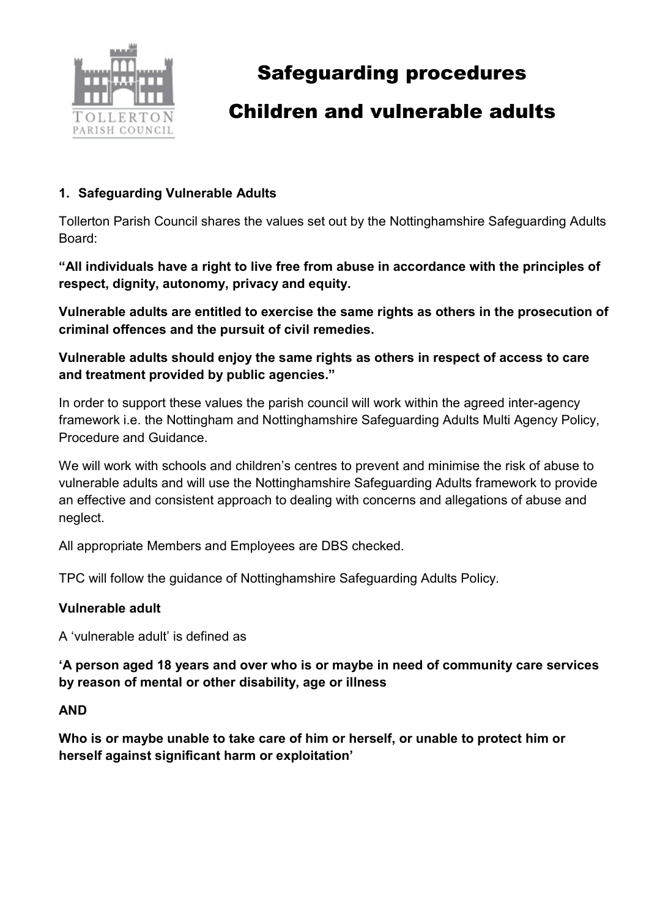# Safeguarding procedures

# Children and vulnerable adults

## 1. Safeguarding Vulnerable Adults

Tollerton Parish Council shares the values set out by the Nottinghamshire Safeguarding Adults Board:

**"All individuals have a right to live free from abuse in accordance with the principles of respect, dignity, autonomy, privacy and equity.**

**Vulnerable adults are entitled to exercise the same rights as others in the prosecution of criminal offences and the pursuit of civil remedies.**

**Vulnerable adults should enjoy the same rights as others in respect of access to care and treatment provided by public agencies."**

In order to support these values the parish council will work within the agreed inter-agency framework i.e. the Nottingham and Nottinghamshire Safeguarding Adults Multi Agency Policy, Procedure and Guidance.

We will work with schools and children's centres to prevent and minimise the risk of abuse to vulnerable adults and will use the Nottinghamshire Safeguarding Adults framework to provide an effective and consistent approach to dealing with concerns and allegations of abuse and neglect.

All appropriate Members and Employees are DBS checked.

TPC will follow the guidance of Nottinghamshire Safeguarding Adults Policy.

### Vulnerable adult

A 'vulnerable adult' is defined as

**'A person aged 18 years and over who is or maybe in need of community care services by reason of mental or other disability, age or illness**

**AND**

**Who is or maybe unable to take care of him or herself, or unable to protect him or herself against significant harm or exploitation'**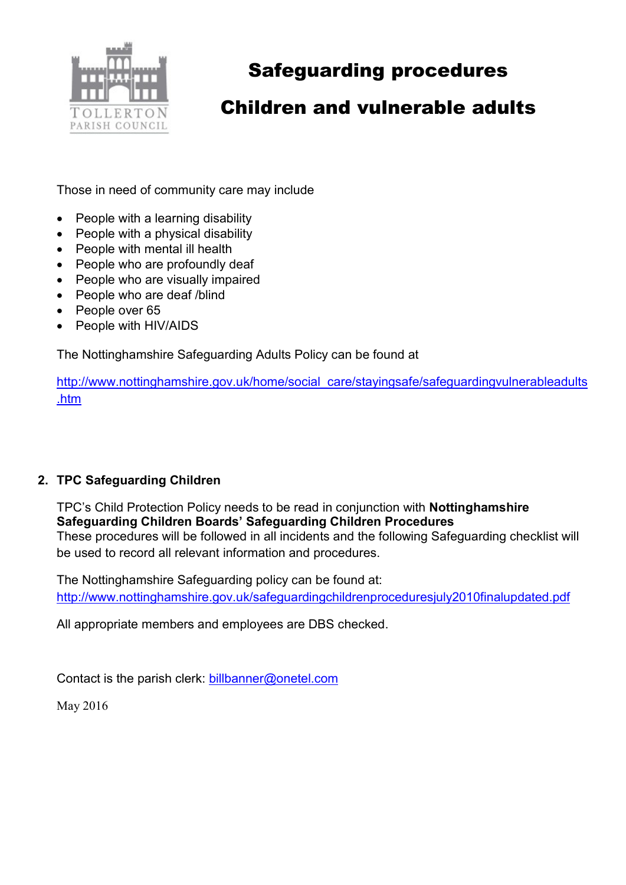# Safeguarding procedures

# Children and vulnerable adults

Those in need of community care may include

- People with a learning disability
- People with a physical disability
- People with mental ill health
- People who are profoundly deaf
- People who are visually impaired
- People who are deaf /blind
- People over 65
- People with HIV/AIDS

The Nottinghamshire Safeguarding Adults Policy can be found at

http://www.nottinghamshire.gov.uk/home/social_care/stayingsafe/safeguardingvulnerableadults.htm

## 2. TPC Safeguarding Children

TPC's Child Protection Policy needs to be read in conjunction with **Nottinghamshire Safeguarding Children Boards' Safeguarding Children Procedures**
These procedures will be followed in all incidents and the following Safeguarding checklist will be used to record all relevant information and procedures.

The Nottinghamshire Safeguarding policy can be found at:
http://www.nottinghamshire.gov.uk/safeguardingchildrenproceduresjuly2010finalupdated.pdf

All appropriate members and employees are DBS checked.

Contact is the parish clerk: billbanner@onetel.com

May 2016